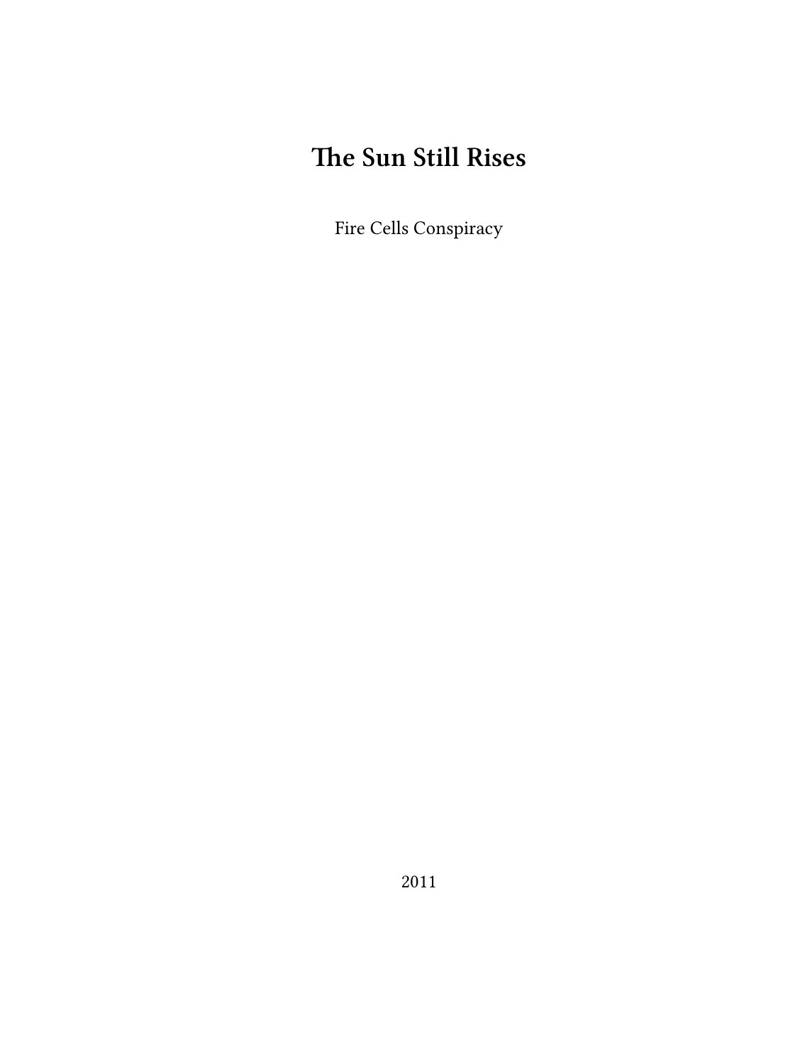# The Sun Still Rises

Fire Cells Conspiracy

2011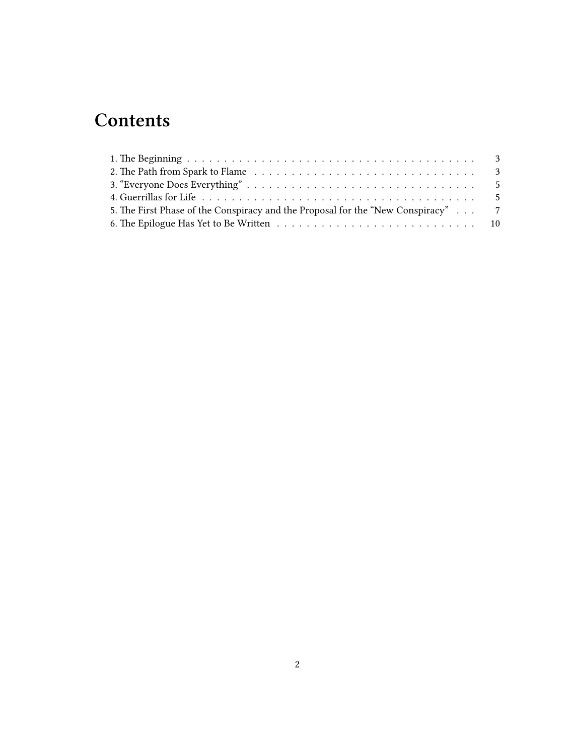# Contents

1. The Beginning . . . . . . . . . . . . . . . . . . . . . . . . . . . . . . . . . . . . . . . . 3
2. The Path from Spark to Flame . . . . . . . . . . . . . . . . . . . . . . . . . . . . . . 3
3. “Everyone Does Everything” . . . . . . . . . . . . . . . . . . . . . . . . . . . . . . . 5
4. Guerrillas for Life . . . . . . . . . . . . . . . . . . . . . . . . . . . . . . . . . . . . . . 5
5. The First Phase of the Conspiracy and the Proposal for the “New Conspiracy” . . . 7
6. The Epilogue Has Yet to Be Written . . . . . . . . . . . . . . . . . . . . . . . . . . . 10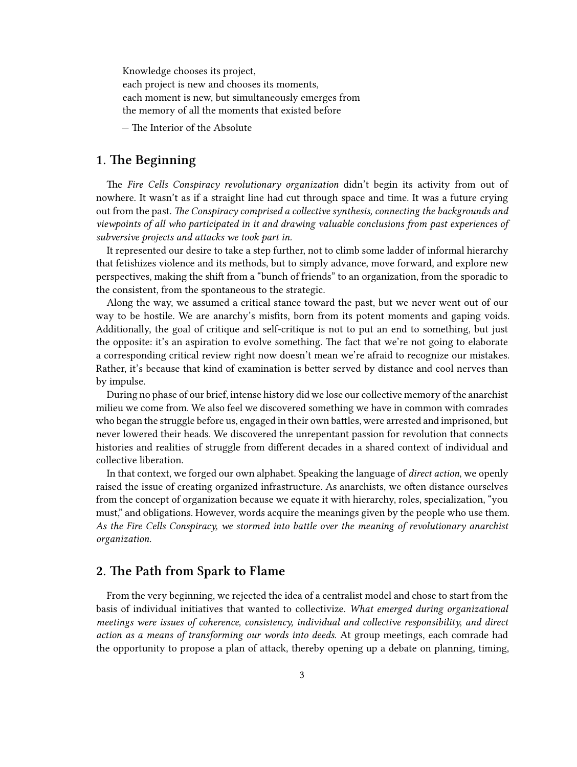> Knowledge chooses its project,
> each project is new and chooses its moments,
> each moment is new, but simultaneously emerges from
> the memory of all the moments that existed before
>
> — The Interior of the Absolute

## 1. The Beginning

The *Fire Cells Conspiracy revolutionary organization* didn't begin its activity from out of nowhere. It wasn't as if a straight line had cut through space and time. It was a future crying out from the past. *The Conspiracy comprised a collective synthesis, connecting the backgrounds and viewpoints of all who participated in it and drawing valuable conclusions from past experiences of subversive projects and attacks we took part in.*

It represented our desire to take a step further, not to climb some ladder of informal hierarchy that fetishizes violence and its methods, but to simply advance, move forward, and explore new perspectives, making the shift from a "bunch of friends" to an organization, from the sporadic to the consistent, from the spontaneous to the strategic.

Along the way, we assumed a critical stance toward the past, but we never went out of our way to be hostile. We are anarchy's misfits, born from its potent moments and gaping voids. Additionally, the goal of critique and self-critique is not to put an end to something, but just the opposite: it's an aspiration to evolve something. The fact that we're not going to elaborate a corresponding critical review right now doesn't mean we're afraid to recognize our mistakes. Rather, it's because that kind of examination is better served by distance and cool nerves than by impulse.

During no phase of our brief, intense history did we lose our collective memory of the anarchist milieu we come from. We also feel we discovered something we have in common with comrades who began the struggle before us, engaged in their own battles, were arrested and imprisoned, but never lowered their heads. We discovered the unrepentant passion for revolution that connects histories and realities of struggle from different decades in a shared context of individual and collective liberation.

In that context, we forged our own alphabet. Speaking the language of *direct action*, we openly raised the issue of creating organized infrastructure. As anarchists, we often distance ourselves from the concept of organization because we equate it with hierarchy, roles, specialization, "you must," and obligations. However, words acquire the meanings given by the people who use them. *As the Fire Cells Conspiracy, we stormed into battle over the meaning of revolutionary anarchist organization.*

## 2. The Path from Spark to Flame

From the very beginning, we rejected the idea of a centralist model and chose to start from the basis of individual initiatives that wanted to collectivize. *What emerged during organizational meetings were issues of coherence, consistency, individual and collective responsibility, and direct action as a means of transforming our words into deeds.* At group meetings, each comrade had the opportunity to propose a plan of attack, thereby opening up a debate on planning, timing,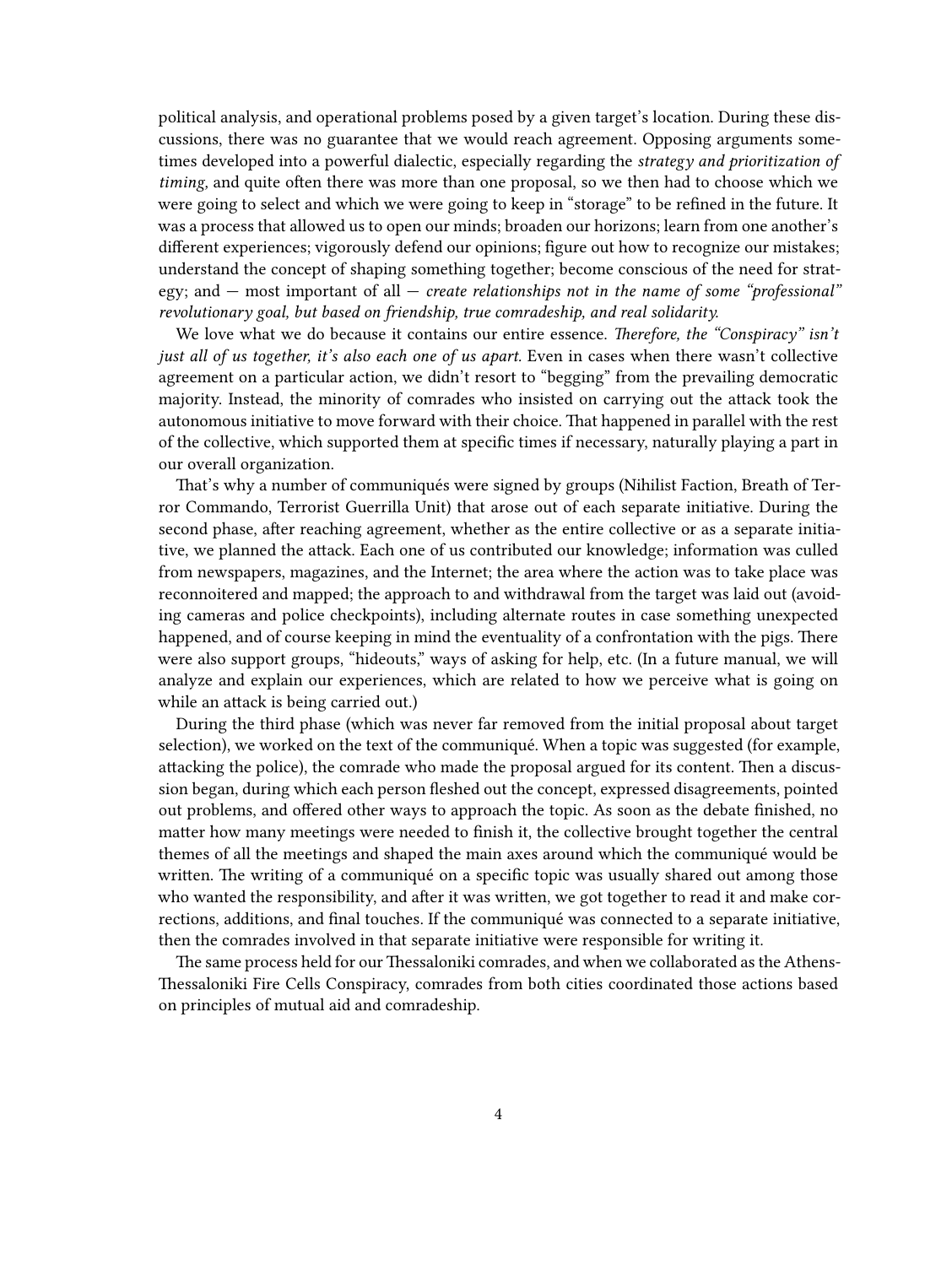political analysis, and operational problems posed by a given target's location. During these discussions, there was no guarantee that we would reach agreement. Opposing arguments sometimes developed into a powerful dialectic, especially regarding the *strategy and prioritization of timing*, and quite often there was more than one proposal, so we then had to choose which we were going to select and which we were going to keep in "storage" to be refined in the future. It was a process that allowed us to open our minds; broaden our horizons; learn from one another's different experiences; vigorously defend our opinions; figure out how to recognize our mistakes; understand the concept of shaping something together; become conscious of the need for strategy; and — most important of all — *create relationships not in the name of some "professional" revolutionary goal, but based on friendship, true comradeship, and real solidarity.*

We love what we do because it contains our entire essence. *Therefore, the "Conspiracy" isn't just all of us together, it's also each one of us apart.* Even in cases when there wasn't collective agreement on a particular action, we didn't resort to "begging" from the prevailing democratic majority. Instead, the minority of comrades who insisted on carrying out the attack took the autonomous initiative to move forward with their choice. That happened in parallel with the rest of the collective, which supported them at specific times if necessary, naturally playing a part in our overall organization.

That's why a number of communiqués were signed by groups (Nihilist Faction, Breath of Terror Commando, Terrorist Guerrilla Unit) that arose out of each separate initiative. During the second phase, after reaching agreement, whether as the entire collective or as a separate initiative, we planned the attack. Each one of us contributed our knowledge; information was culled from newspapers, magazines, and the Internet; the area where the action was to take place was reconnoitered and mapped; the approach to and withdrawal from the target was laid out (avoiding cameras and police checkpoints), including alternate routes in case something unexpected happened, and of course keeping in mind the eventuality of a confrontation with the pigs. There were also support groups, "hideouts," ways of asking for help, etc. (In a future manual, we will analyze and explain our experiences, which are related to how we perceive what is going on while an attack is being carried out.)

During the third phase (which was never far removed from the initial proposal about target selection), we worked on the text of the communiqué. When a topic was suggested (for example, attacking the police), the comrade who made the proposal argued for its content. Then a discussion began, during which each person fleshed out the concept, expressed disagreements, pointed out problems, and offered other ways to approach the topic. As soon as the debate finished, no matter how many meetings were needed to finish it, the collective brought together the central themes of all the meetings and shaped the main axes around which the communiqué would be written. The writing of a communiqué on a specific topic was usually shared out among those who wanted the responsibility, and after it was written, we got together to read it and make corrections, additions, and final touches. If the communiqué was connected to a separate initiative, then the comrades involved in that separate initiative were responsible for writing it.

The same process held for our Thessaloniki comrades, and when we collaborated as the Athens-Thessaloniki Fire Cells Conspiracy, comrades from both cities coordinated those actions based on principles of mutual aid and comradeship.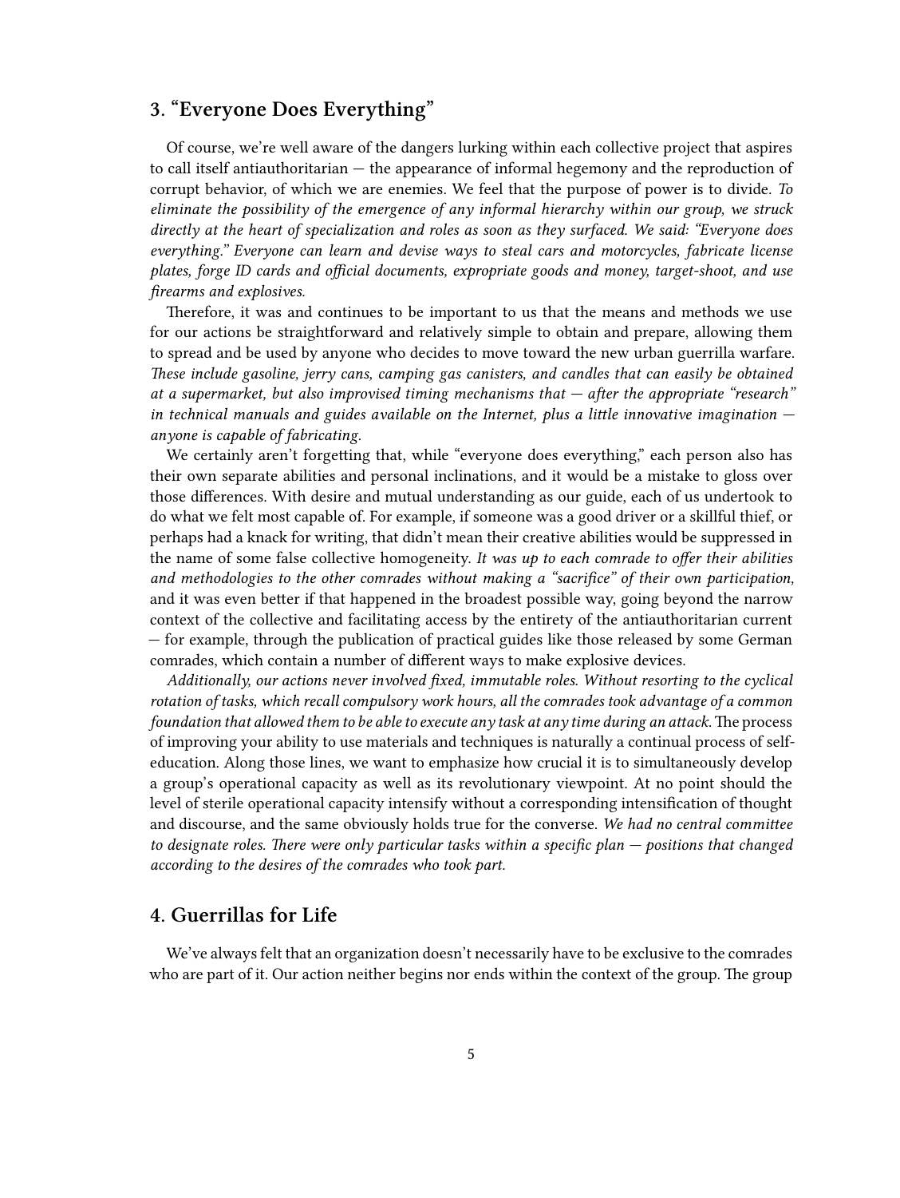## 3. "Everyone Does Everything"

Of course, we're well aware of the dangers lurking within each collective project that aspires to call itself antiauthoritarian — the appearance of informal hegemony and the reproduction of corrupt behavior, of which we are enemies. We feel that the purpose of power is to divide. *To eliminate the possibility of the emergence of any informal hierarchy within our group, we struck directly at the heart of specialization and roles as soon as they surfaced. We said: "Everyone does everything." Everyone can learn and devise ways to steal cars and motorcycles, fabricate license plates, forge ID cards and official documents, expropriate goods and money, target-shoot, and use firearms and explosives.*

Therefore, it was and continues to be important to us that the means and methods we use for our actions be straightforward and relatively simple to obtain and prepare, allowing them to spread and be used by anyone who decides to move toward the new urban guerrilla warfare. *These include gasoline, jerry cans, camping gas canisters, and candles that can easily be obtained at a supermarket, but also improvised timing mechanisms that — after the appropriate "research" in technical manuals and guides available on the Internet, plus a little innovative imagination — anyone is capable of fabricating.*

We certainly aren't forgetting that, while "everyone does everything," each person also has their own separate abilities and personal inclinations, and it would be a mistake to gloss over those differences. With desire and mutual understanding as our guide, each of us undertook to do what we felt most capable of. For example, if someone was a good driver or a skillful thief, or perhaps had a knack for writing, that didn't mean their creative abilities would be suppressed in the name of some false collective homogeneity. *It was up to each comrade to offer their abilities and methodologies to the other comrades without making a "sacrifice" of their own participation,* and it was even better if that happened in the broadest possible way, going beyond the narrow context of the collective and facilitating access by the entirety of the antiauthoritarian current — for example, through the publication of practical guides like those released by some German comrades, which contain a number of different ways to make explosive devices.

*Additionally, our actions never involved fixed, immutable roles. Without resorting to the cyclical rotation of tasks, which recall compulsory work hours, all the comrades took advantage of a common foundation that allowed them to be able to execute any task at any time during an attack.* The process of improving your ability to use materials and techniques is naturally a continual process of self-education. Along those lines, we want to emphasize how crucial it is to simultaneously develop a group's operational capacity as well as its revolutionary viewpoint. At no point should the level of sterile operational capacity intensify without a corresponding intensification of thought and discourse, and the same obviously holds true for the converse. *We had no central committee to designate roles. There were only particular tasks within a specific plan — positions that changed according to the desires of the comrades who took part.*

## 4. Guerrillas for Life

We've always felt that an organization doesn't necessarily have to be exclusive to the comrades who are part of it. Our action neither begins nor ends within the context of the group. The group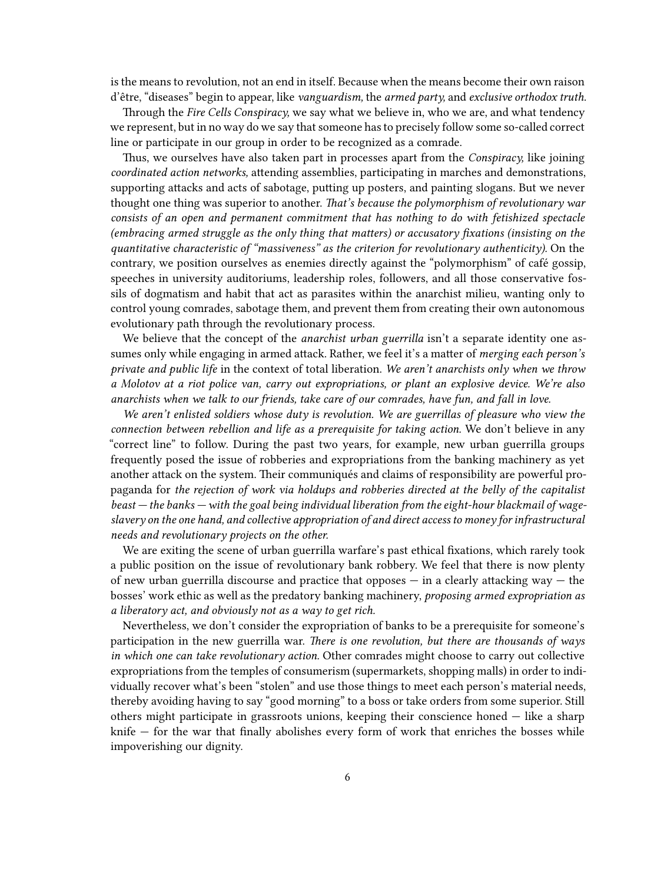is the means to revolution, not an end in itself. Because when the means become their own raison d'être, "diseases" begin to appear, like *vanguardism,* the *armed party,* and *exclusive orthodox truth.*

Through the *Fire Cells Conspiracy,* we say what we believe in, who we are, and what tendency we represent, but in no way do we say that someone has to precisely follow some so-called correct line or participate in our group in order to be recognized as a comrade.

Thus, we ourselves have also taken part in processes apart from the *Conspiracy,* like joining *coordinated action networks,* attending assemblies, participating in marches and demonstrations, supporting attacks and acts of sabotage, putting up posters, and painting slogans. But we never thought one thing was superior to another. *That's because the polymorphism of revolutionary war consists of an open and permanent commitment that has nothing to do with fetishized spectacle (embracing armed struggle as the only thing that matters) or accusatory fixations (insisting on the quantitative characteristic of "massiveness" as the criterion for revolutionary authenticity).* On the contrary, we position ourselves as enemies directly against the "polymorphism" of café gossip, speeches in university auditoriums, leadership roles, followers, and all those conservative fossils of dogmatism and habit that act as parasites within the anarchist milieu, wanting only to control young comrades, sabotage them, and prevent them from creating their own autonomous evolutionary path through the revolutionary process.

We believe that the concept of the *anarchist urban guerrilla* isn't a separate identity one assumes only while engaging in armed attack. Rather, we feel it's a matter of *merging each person's private and public life* in the context of total liberation. *We aren't anarchists only when we throw a Molotov at a riot police van, carry out expropriations, or plant an explosive device. We're also anarchists when we talk to our friends, take care of our comrades, have fun, and fall in love.*

*We aren't enlisted soldiers whose duty is revolution. We are guerrillas of pleasure who view the connection between rebellion and life as a prerequisite for taking action.* We don't believe in any "correct line" to follow. During the past two years, for example, new urban guerrilla groups frequently posed the issue of robberies and expropriations from the banking machinery as yet another attack on the system. Their communiqués and claims of responsibility are powerful propaganda for *the rejection of work via holdups and robberies directed at the belly of the capitalist beast — the banks — with the goal being individual liberation from the eight-hour blackmail of wage-slavery on the one hand, and collective appropriation of and direct access to money for infrastructural needs and revolutionary projects on the other.*

We are exiting the scene of urban guerrilla warfare's past ethical fixations, which rarely took a public position on the issue of revolutionary bank robbery. We feel that there is now plenty of new urban guerrilla discourse and practice that opposes — in a clearly attacking way — the bosses' work ethic as well as the predatory banking machinery, *proposing armed expropriation as a liberatory act, and obviously not as a way to get rich.*

Nevertheless, we don't consider the expropriation of banks to be a prerequisite for someone's participation in the new guerrilla war. *There is one revolution, but there are thousands of ways in which one can take revolutionary action.* Other comrades might choose to carry out collective expropriations from the temples of consumerism (supermarkets, shopping malls) in order to individually recover what's been "stolen" and use those things to meet each person's material needs, thereby avoiding having to say "good morning" to a boss or take orders from some superior. Still others might participate in grassroots unions, keeping their conscience honed — like a sharp knife — for the war that finally abolishes every form of work that enriches the bosses while impoverishing our dignity.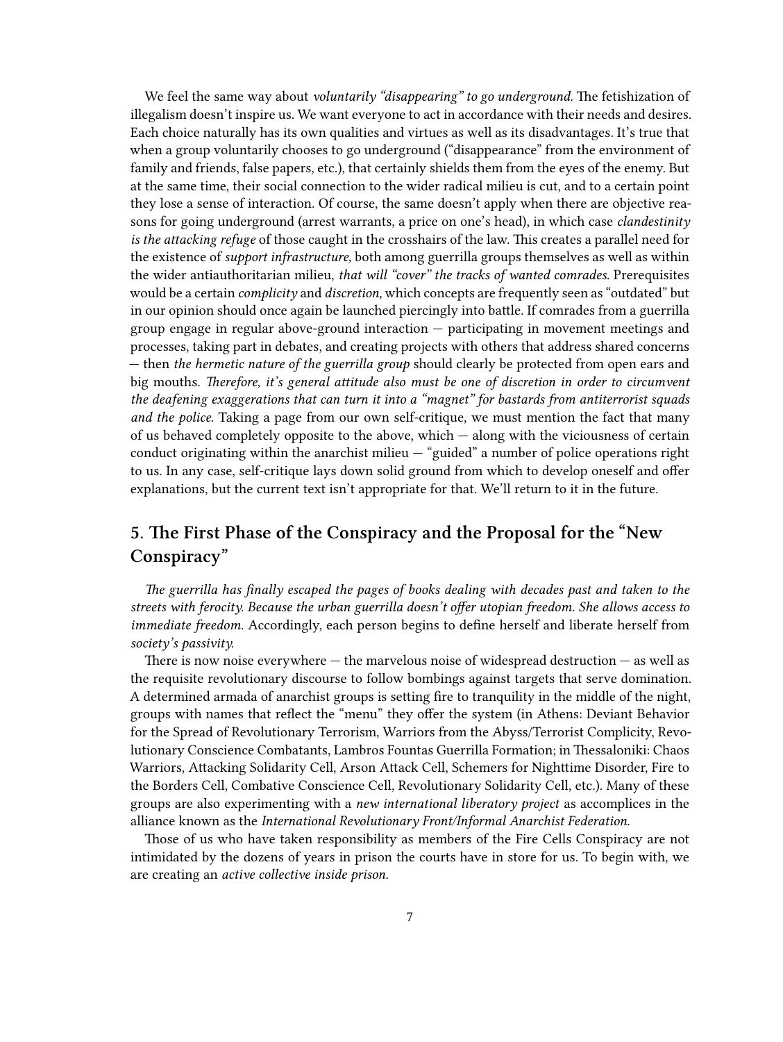We feel the same way about *voluntarily "disappearing" to go underground.* The fetishization of illegalism doesn't inspire us. We want everyone to act in accordance with their needs and desires. Each choice naturally has its own qualities and virtues as well as its disadvantages. It's true that when a group voluntarily chooses to go underground ("disappearance" from the environment of family and friends, false papers, etc.), that certainly shields them from the eyes of the enemy. But at the same time, their social connection to the wider radical milieu is cut, and to a certain point they lose a sense of interaction. Of course, the same doesn't apply when there are objective reasons for going underground (arrest warrants, a price on one's head), in which case *clandestinity is the attacking refuge* of those caught in the crosshairs of the law. This creates a parallel need for the existence of *support infrastructure,* both among guerrilla groups themselves as well as within the wider antiauthoritarian milieu, *that will "cover" the tracks of wanted comrades.* Prerequisites would be a certain *complicity* and *discretion,* which concepts are frequently seen as "outdated" but in our opinion should once again be launched piercingly into battle. If comrades from a guerrilla group engage in regular above-ground interaction — participating in movement meetings and processes, taking part in debates, and creating projects with others that address shared concerns — then *the hermetic nature of the guerrilla group* should clearly be protected from open ears and big mouths. *Therefore, it's general attitude also must be one of discretion in order to circumvent the deafening exaggerations that can turn it into a "magnet" for bastards from antiterrorist squads and the police.* Taking a page from our own self-critique, we must mention the fact that many of us behaved completely opposite to the above, which — along with the viciousness of certain conduct originating within the anarchist milieu — "guided" a number of police operations right to us. In any case, self-critique lays down solid ground from which to develop oneself and offer explanations, but the current text isn't appropriate for that. We'll return to it in the future.

## 5. The First Phase of the Conspiracy and the Proposal for the "New Conspiracy"

*The guerrilla has finally escaped the pages of books dealing with decades past and taken to the streets with ferocity. Because the urban guerrilla doesn't offer utopian freedom. She allows access to immediate freedom.* Accordingly, each person begins to define herself and liberate herself from *society's passivity.*

There is now noise everywhere — the marvelous noise of widespread destruction — as well as the requisite revolutionary discourse to follow bombings against targets that serve domination. A determined armada of anarchist groups is setting fire to tranquility in the middle of the night, groups with names that reflect the "menu" they offer the system (in Athens: Deviant Behavior for the Spread of Revolutionary Terrorism, Warriors from the Abyss/Terrorist Complicity, Revolutionary Conscience Combatants, Lambros Fountas Guerrilla Formation; in Thessaloniki: Chaos Warriors, Attacking Solidarity Cell, Arson Attack Cell, Schemers for Nighttime Disorder, Fire to the Borders Cell, Combative Conscience Cell, Revolutionary Solidarity Cell, etc.). Many of these groups are also experimenting with a *new international liberatory project* as accomplices in the alliance known as the *International Revolutionary Front/Informal Anarchist Federation.*

Those of us who have taken responsibility as members of the Fire Cells Conspiracy are not intimidated by the dozens of years in prison the courts have in store for us. To begin with, we are creating an *active collective inside prison.*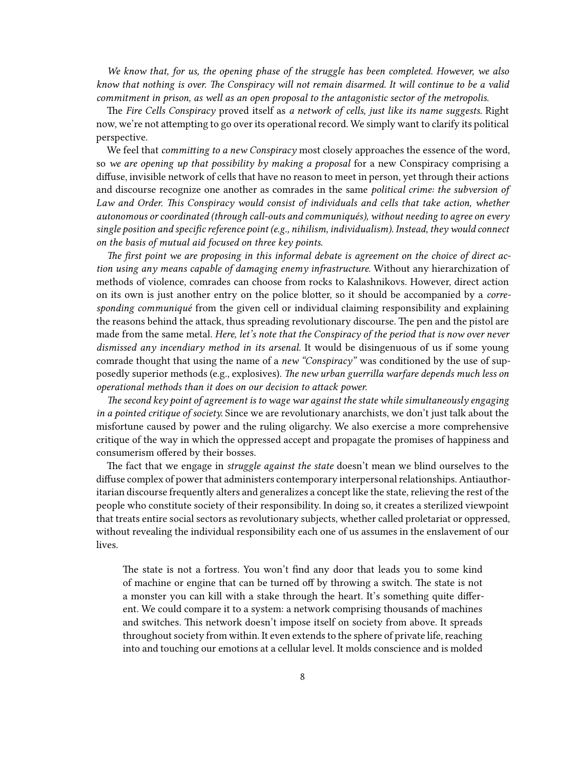*We know that, for us, the opening phase of the struggle has been completed. However, we also know that nothing is over. The Conspiracy will not remain disarmed. It will continue to be a valid commitment in prison, as well as an open proposal to the antagonistic sector of the metropolis.*

The *Fire Cells Conspiracy* proved itself as *a network of cells, just like its name suggests.* Right now, we're not attempting to go over its operational record. We simply want to clarify its political perspective.

We feel that *committing to a new Conspiracy* most closely approaches the essence of the word, so *we are opening up that possibility by making a proposal* for a new Conspiracy comprising a diffuse, invisible network of cells that have no reason to meet in person, yet through their actions and discourse recognize one another as comrades in the same *political crime: the subversion of Law and Order. This Conspiracy would consist of individuals and cells that take action, whether autonomous or coordinated (through call-outs and communiqués), without needing to agree on every single position and specific reference point (e.g., nihilism, individualism). Instead, they would connect on the basis of mutual aid focused on three key points.*

*The first point we are proposing in this informal debate is agreement on the choice of direct action using any means capable of damaging enemy infrastructure.* Without any hierarchization of methods of violence, comrades can choose from rocks to Kalashnikovs. However, direct action on its own is just another entry on the police blotter, so it should be accompanied by a *corresponding communiqué* from the given cell or individual claiming responsibility and explaining the reasons behind the attack, thus spreading revolutionary discourse. The pen and the pistol are made from the same metal. *Here, let's note that the Conspiracy of the period that is now over never dismissed any incendiary method in its arsenal.* It would be disingenuous of us if some young comrade thought that using the name of a *new "Conspiracy"* was conditioned by the use of supposedly superior methods (e.g., explosives). *The new urban guerrilla warfare depends much less on operational methods than it does on our decision to attack power.*

*The second key point of agreement is to wage war against the state while simultaneously engaging in a pointed critique of society.* Since we are revolutionary anarchists, we don't just talk about the misfortune caused by power and the ruling oligarchy. We also exercise a more comprehensive critique of the way in which the oppressed accept and propagate the promises of happiness and consumerism offered by their bosses.

The fact that we engage in *struggle against the state* doesn't mean we blind ourselves to the diffuse complex of power that administers contemporary interpersonal relationships. Antiauthoritarian discourse frequently alters and generalizes a concept like the state, relieving the rest of the people who constitute society of their responsibility. In doing so, it creates a sterilized viewpoint that treats entire social sectors as revolutionary subjects, whether called proletariat or oppressed, without revealing the individual responsibility each one of us assumes in the enslavement of our lives.

> The state is not a fortress. You won't find any door that leads you to some kind of machine or engine that can be turned off by throwing a switch. The state is not a monster you can kill with a stake through the heart. It's something quite different. We could compare it to a system: a network comprising thousands of machines and switches. This network doesn't impose itself on society from above. It spreads throughout society from within. It even extends to the sphere of private life, reaching into and touching our emotions at a cellular level. It molds conscience and is molded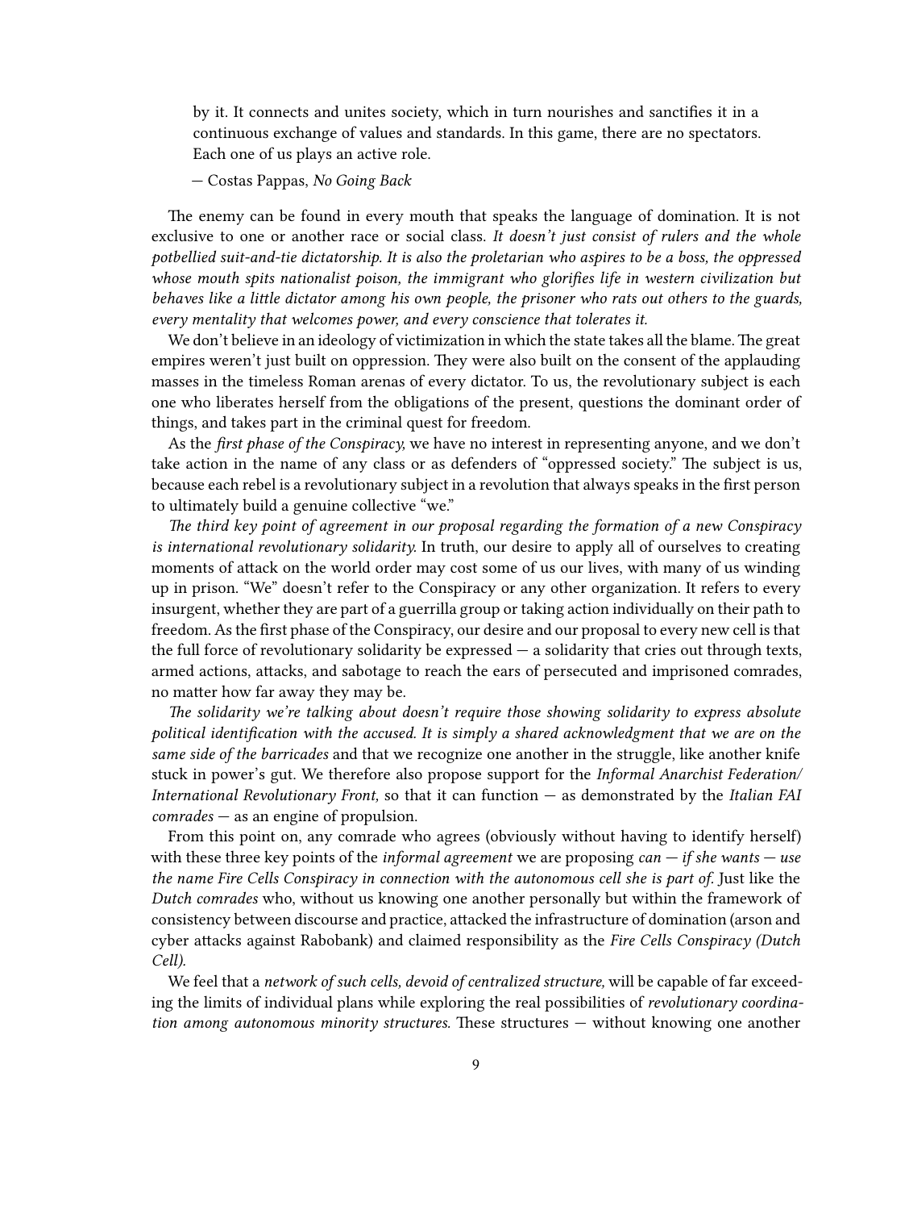> by it. It connects and unites society, which in turn nourishes and sanctifies it in a continuous exchange of values and standards. In this game, there are no spectators. Each one of us plays an active role.
>
> — Costas Pappas, *No Going Back*

The enemy can be found in every mouth that speaks the language of domination. It is not exclusive to one or another race or social class. *It doesn't just consist of rulers and the whole potbellied suit-and-tie dictatorship. It is also the proletarian who aspires to be a boss, the oppressed whose mouth spits nationalist poison, the immigrant who glorifies life in western civilization but behaves like a little dictator among his own people, the prisoner who rats out others to the guards, every mentality that welcomes power, and every conscience that tolerates it.*

We don't believe in an ideology of victimization in which the state takes all the blame. The great empires weren't just built on oppression. They were also built on the consent of the applauding masses in the timeless Roman arenas of every dictator. To us, the revolutionary subject is each one who liberates herself from the obligations of the present, questions the dominant order of things, and takes part in the criminal quest for freedom.

As the *first phase of the Conspiracy,* we have no interest in representing anyone, and we don't take action in the name of any class or as defenders of "oppressed society." The subject is us, because each rebel is a revolutionary subject in a revolution that always speaks in the first person to ultimately build a genuine collective "we."

*The third key point of agreement in our proposal regarding the formation of a new Conspiracy is international revolutionary solidarity.* In truth, our desire to apply all of ourselves to creating moments of attack on the world order may cost some of us our lives, with many of us winding up in prison. "We" doesn't refer to the Conspiracy or any other organization. It refers to every insurgent, whether they are part of a guerrilla group or taking action individually on their path to freedom. As the first phase of the Conspiracy, our desire and our proposal to every new cell is that the full force of revolutionary solidarity be expressed — a solidarity that cries out through texts, armed actions, attacks, and sabotage to reach the ears of persecuted and imprisoned comrades, no matter how far away they may be.

*The solidarity we're talking about doesn't require those showing solidarity to express absolute political identification with the accused. It is simply a shared acknowledgment that we are on the same side of the barricades* and that we recognize one another in the struggle, like another knife stuck in power's gut. We therefore also propose support for the *Informal Anarchist Federation/ International Revolutionary Front,* so that it can function — as demonstrated by the *Italian FAI comrades* — as an engine of propulsion.

From this point on, any comrade who agrees (obviously without having to identify herself) with these three key points of the *informal agreement* we are proposing *can — if she wants — use the name Fire Cells Conspiracy in connection with the autonomous cell she is part of.* Just like the *Dutch comrades* who, without us knowing one another personally but within the framework of consistency between discourse and practice, attacked the infrastructure of domination (arson and cyber attacks against Rabobank) and claimed responsibility as the *Fire Cells Conspiracy (Dutch Cell).*

We feel that a *network of such cells, devoid of centralized structure,* will be capable of far exceeding the limits of individual plans while exploring the real possibilities of *revolutionary coordination among autonomous minority structures.* These structures — without knowing one another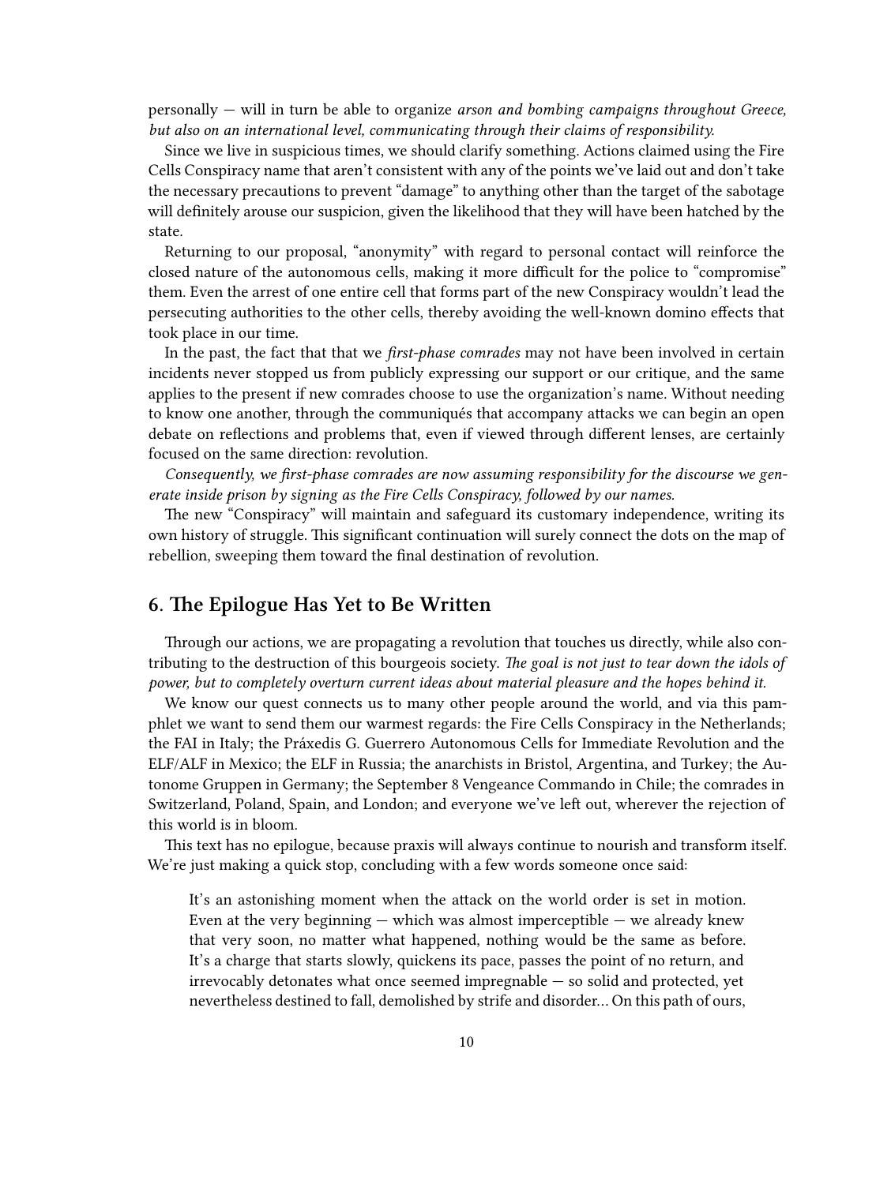personally — will in turn be able to organize *arson and bombing campaigns throughout Greece, but also on an international level, communicating through their claims of responsibility.*

Since we live in suspicious times, we should clarify something. Actions claimed using the Fire Cells Conspiracy name that aren't consistent with any of the points we've laid out and don't take the necessary precautions to prevent "damage" to anything other than the target of the sabotage will definitely arouse our suspicion, given the likelihood that they will have been hatched by the state.

Returning to our proposal, "anonymity" with regard to personal contact will reinforce the closed nature of the autonomous cells, making it more difficult for the police to "compromise" them. Even the arrest of one entire cell that forms part of the new Conspiracy wouldn't lead the persecuting authorities to the other cells, thereby avoiding the well-known domino effects that took place in our time.

In the past, the fact that that we *first-phase comrades* may not have been involved in certain incidents never stopped us from publicly expressing our support or our critique, and the same applies to the present if new comrades choose to use the organization's name. Without needing to know one another, through the communiqués that accompany attacks we can begin an open debate on reflections and problems that, even if viewed through different lenses, are certainly focused on the same direction: revolution.

*Consequently, we first-phase comrades are now assuming responsibility for the discourse we generate inside prison by signing as the Fire Cells Conspiracy, followed by our names.*

The new "Conspiracy" will maintain and safeguard its customary independence, writing its own history of struggle. This significant continuation will surely connect the dots on the map of rebellion, sweeping them toward the final destination of revolution.

## 6. The Epilogue Has Yet to Be Written

Through our actions, we are propagating a revolution that touches us directly, while also contributing to the destruction of this bourgeois society. *The goal is not just to tear down the idols of power, but to completely overturn current ideas about material pleasure and the hopes behind it.*

We know our quest connects us to many other people around the world, and via this pamphlet we want to send them our warmest regards: the Fire Cells Conspiracy in the Netherlands; the FAI in Italy; the Práxedis G. Guerrero Autonomous Cells for Immediate Revolution and the ELF/ALF in Mexico; the ELF in Russia; the anarchists in Bristol, Argentina, and Turkey; the Autonome Gruppen in Germany; the September 8 Vengeance Commando in Chile; the comrades in Switzerland, Poland, Spain, and London; and everyone we've left out, wherever the rejection of this world is in bloom.

This text has no epilogue, because praxis will always continue to nourish and transform itself. We're just making a quick stop, concluding with a few words someone once said:

> It's an astonishing moment when the attack on the world order is set in motion. Even at the very beginning — which was almost imperceptible — we already knew that very soon, no matter what happened, nothing would be the same as before. It's a charge that starts slowly, quickens its pace, passes the point of no return, and irrevocably detonates what once seemed impregnable — so solid and protected, yet nevertheless destined to fall, demolished by strife and disorder… On this path of ours,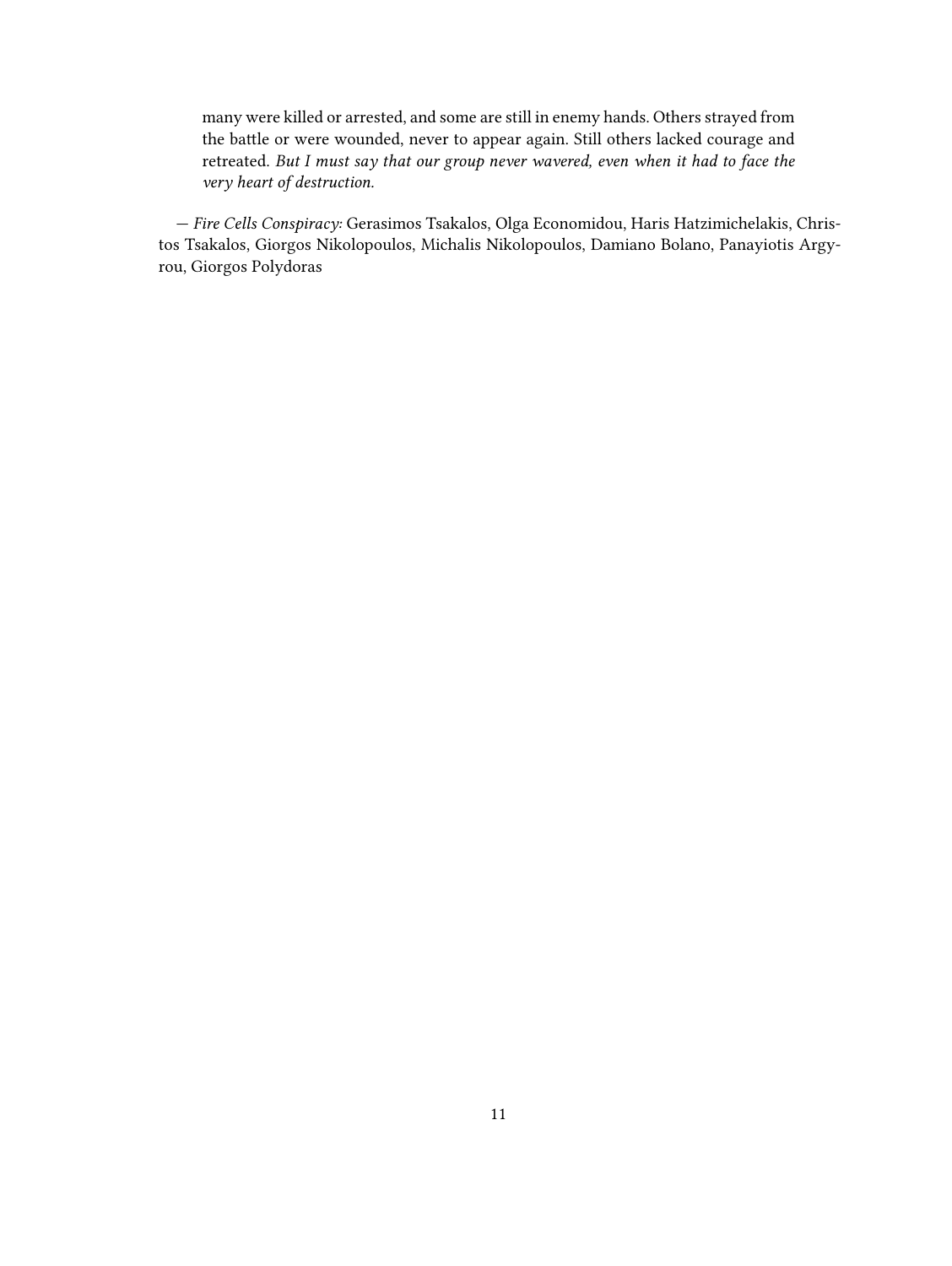> many were killed or arrested, and some are still in enemy hands. Others strayed from the battle or were wounded, never to appear again. Still others lacked courage and retreated. *But I must say that our group never wavered, even when it had to face the very heart of destruction.*

— *Fire Cells Conspiracy:* Gerasimos Tsakalos, Olga Economidou, Haris Hatzimichelakis, Christos Tsakalos, Giorgos Nikolopoulos, Michalis Nikolopoulos, Damiano Bolano, Panayiotis Argyrou, Giorgos Polydoras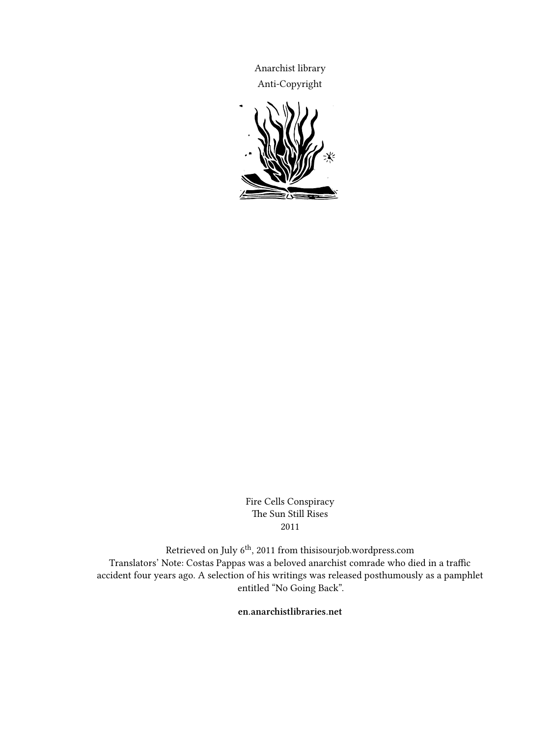Anarchist library
Anti-Copyright

Fire Cells Conspiracy
The Sun Still Rises
2011

Retrieved on July 6th, 2011 from thisisourjob.wordpress.com
Translators' Note: Costas Pappas was a beloved anarchist comrade who died in a traffic accident four years ago. A selection of his writings was released posthumously as a pamphlet entitled "No Going Back".

**en.anarchistlibraries.net**